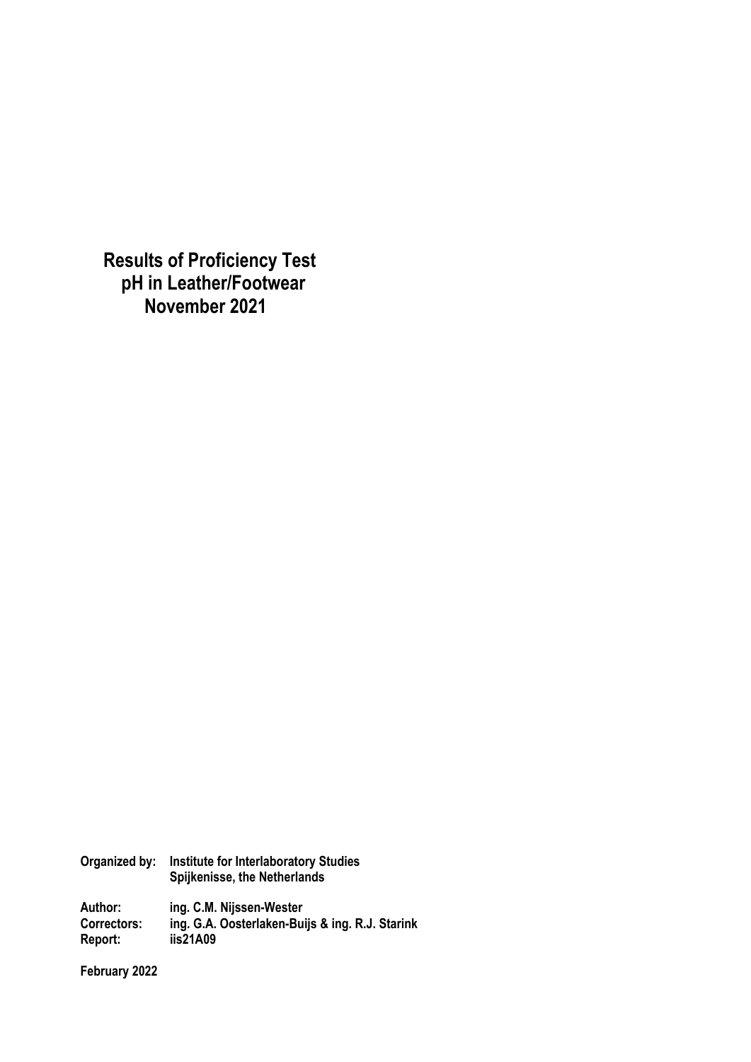# Results of Proficiency Test pH in Leather/Footwear November 2021

| | |
|---|---|
| **Organized by:** | **Institute for Interlaboratory Studies** |
| | **Spijkenisse, the Netherlands** |
| | |
| **Author:** | **ing. C.M. Nijssen-Wester** |
| **Correctors:** | **ing. G.A. Oosterlaken-Buijs & ing. R.J. Starink** |
| **Report:** | **iis21A09** |

**February 2022**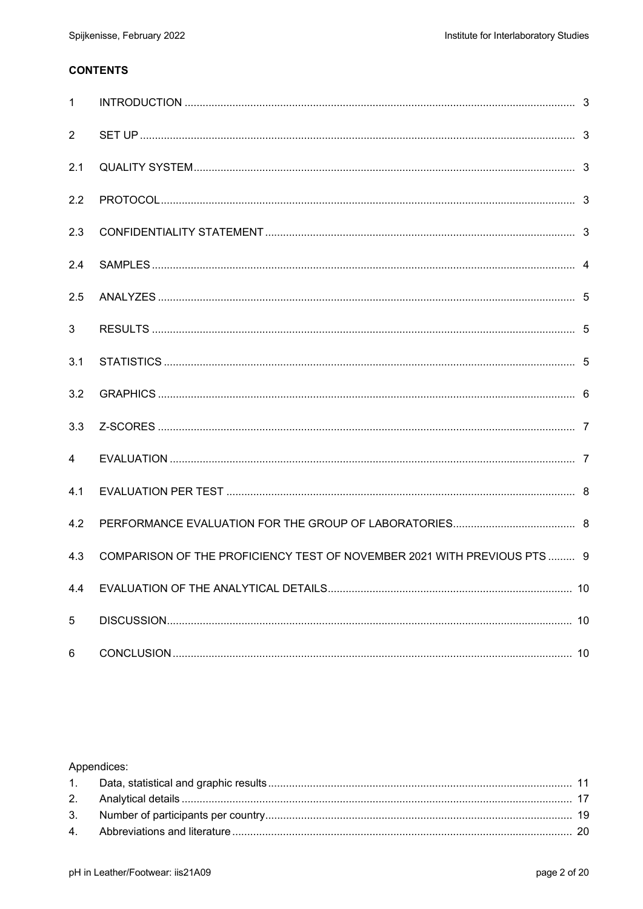**CONTENTS**

| | | |
|---|---|---|
| 1 | INTRODUCTION | 3 |
| 2 | SET UP | 3 |
| 2.1 | QUALITY SYSTEM | 3 |
| 2.2 | PROTOCOL | 3 |
| 2.3 | CONFIDENTIALITY STATEMENT | 3 |
| 2.4 | SAMPLES | 4 |
| 2.5 | ANALYZES | 5 |
| 3 | RESULTS | 5 |
| 3.1 | STATISTICS | 5 |
| 3.2 | GRAPHICS | 6 |
| 3.3 | Z-SCORES | 7 |
| 4 | EVALUATION | 7 |
| 4.1 | EVALUATION PER TEST | 8 |
| 4.2 | PERFORMANCE EVALUATION FOR THE GROUP OF LABORATORIES | 8 |
| 4.3 | COMPARISON OF THE PROFICIENCY TEST OF NOVEMBER 2021 WITH PREVIOUS PTS | 9 |
| 4.4 | EVALUATION OF THE ANALYTICAL DETAILS | 10 |
| 5 | DISCUSSION | 10 |
| 6 | CONCLUSION | 10 |

Appendices:

| | | |
|---|---|---|
| 1. | Data, statistical and graphic results | 11 |
| 2. | Analytical details | 17 |
| 3. | Number of participants per country | 19 |
| 4. | Abbreviations and literature | 20 |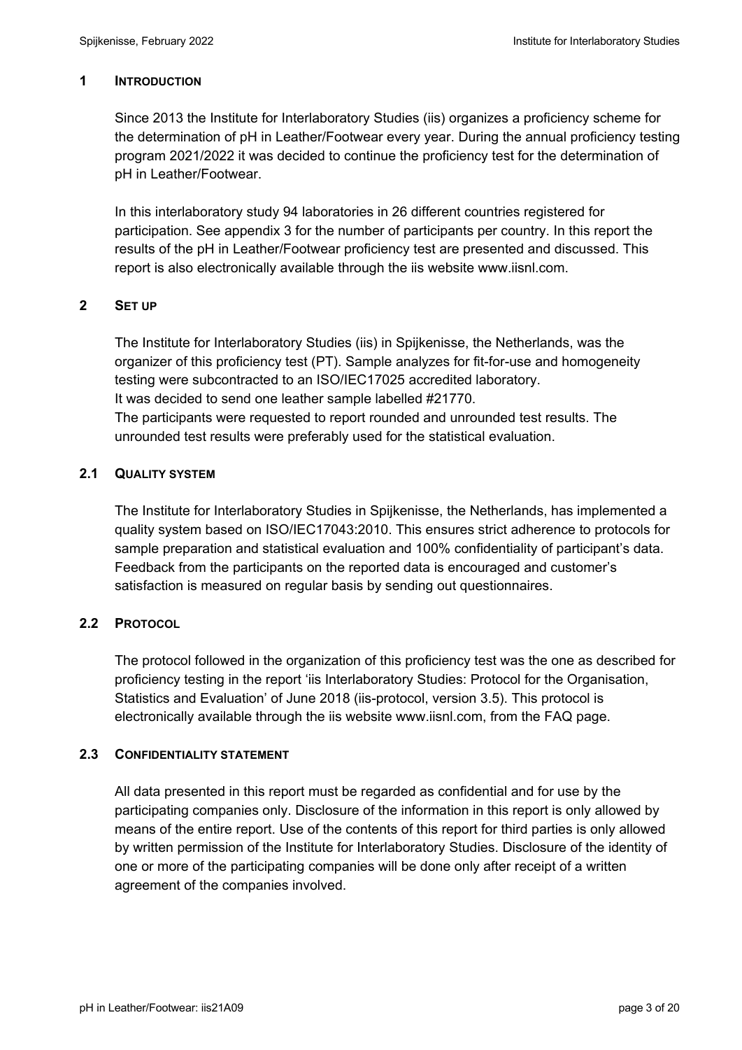## 1 INTRODUCTION

Since 2013 the Institute for Interlaboratory Studies (iis) organizes a proficiency scheme for the determination of pH in Leather/Footwear every year. During the annual proficiency testing program 2021/2022 it was decided to continue the proficiency test for the determination of pH in Leather/Footwear.

In this interlaboratory study 94 laboratories in 26 different countries registered for participation. See appendix 3 for the number of participants per country. In this report the results of the pH in Leather/Footwear proficiency test are presented and discussed. This report is also electronically available through the iis website www.iisnl.com.

## 2 SET UP

The Institute for Interlaboratory Studies (iis) in Spijkenisse, the Netherlands, was the organizer of this proficiency test (PT). Sample analyzes for fit-for-use and homogeneity testing were subcontracted to an ISO/IEC17025 accredited laboratory.
It was decided to send one leather sample labelled #21770.
The participants were requested to report rounded and unrounded test results. The unrounded test results were preferably used for the statistical evaluation.

### 2.1 QUALITY SYSTEM

The Institute for Interlaboratory Studies in Spijkenisse, the Netherlands, has implemented a quality system based on ISO/IEC17043:2010. This ensures strict adherence to protocols for sample preparation and statistical evaluation and 100% confidentiality of participant's data. Feedback from the participants on the reported data is encouraged and customer's satisfaction is measured on regular basis by sending out questionnaires.

### 2.2 PROTOCOL

The protocol followed in the organization of this proficiency test was the one as described for proficiency testing in the report 'iis Interlaboratory Studies: Protocol for the Organisation, Statistics and Evaluation' of June 2018 (iis-protocol, version 3.5). This protocol is electronically available through the iis website www.iisnl.com, from the FAQ page.

### 2.3 CONFIDENTIALITY STATEMENT

All data presented in this report must be regarded as confidential and for use by the participating companies only. Disclosure of the information in this report is only allowed by means of the entire report. Use of the contents of this report for third parties is only allowed by written permission of the Institute for Interlaboratory Studies. Disclosure of the identity of one or more of the participating companies will be done only after receipt of a written agreement of the companies involved.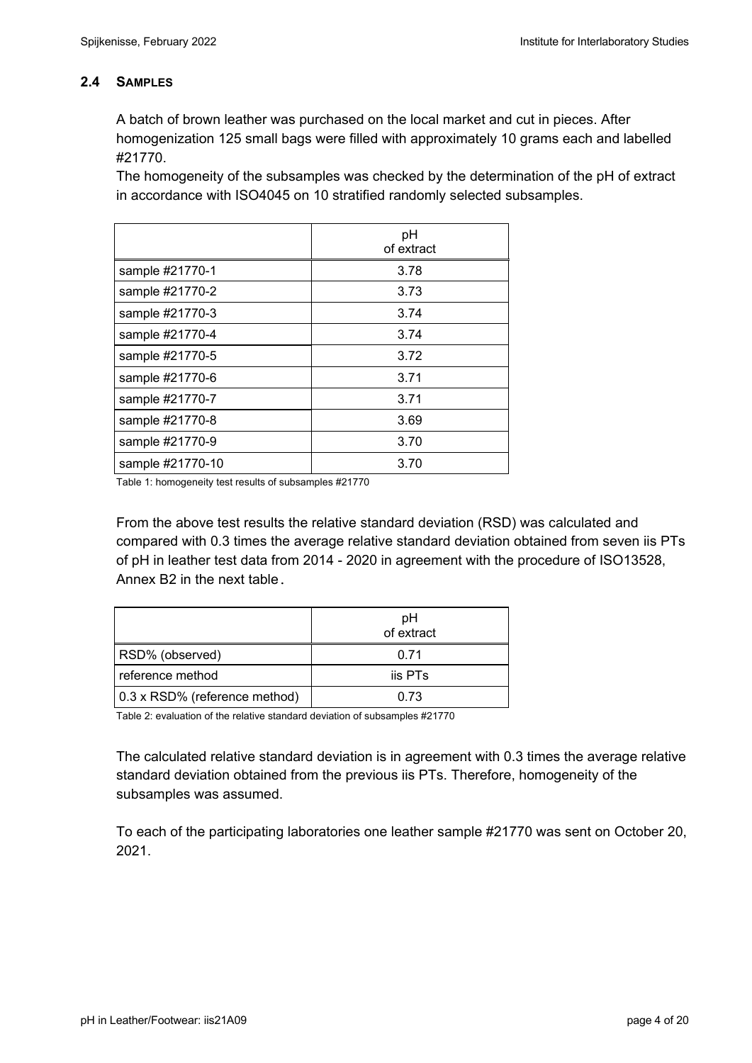### 2.4 SAMPLES

A batch of brown leather was purchased on the local market and cut in pieces. After homogenization 125 small bags were filled with approximately 10 grams each and labelled #21770.

The homogeneity of the subsamples was checked by the determination of the pH of extract in accordance with ISO4045 on 10 stratified randomly selected subsamples.

| | pH of extract |
|---|---|
| sample #21770-1 | 3.78 |
| sample #21770-2 | 3.73 |
| sample #21770-3 | 3.74 |
| sample #21770-4 | 3.74 |
| sample #21770-5 | 3.72 |
| sample #21770-6 | 3.71 |
| sample #21770-7 | 3.71 |
| sample #21770-8 | 3.69 |
| sample #21770-9 | 3.70 |
| sample #21770-10 | 3.70 |

Table 1: homogeneity test results of subsamples #21770

From the above test results the relative standard deviation (RSD) was calculated and compared with 0.3 times the average relative standard deviation obtained from seven iis PTs of pH in leather test data from 2014 - 2020 in agreement with the procedure of ISO13528, Annex B2 in the next table.

| | pH of extract |
|---|---|
| RSD% (observed) | 0.71 |
| reference method | iis PTs |
| 0.3 x RSD% (reference method) | 0.73 |

Table 2: evaluation of the relative standard deviation of subsamples #21770

The calculated relative standard deviation is in agreement with 0.3 times the average relative standard deviation obtained from the previous iis PTs. Therefore, homogeneity of the subsamples was assumed.

To each of the participating laboratories one leather sample #21770 was sent on October 20, 2021.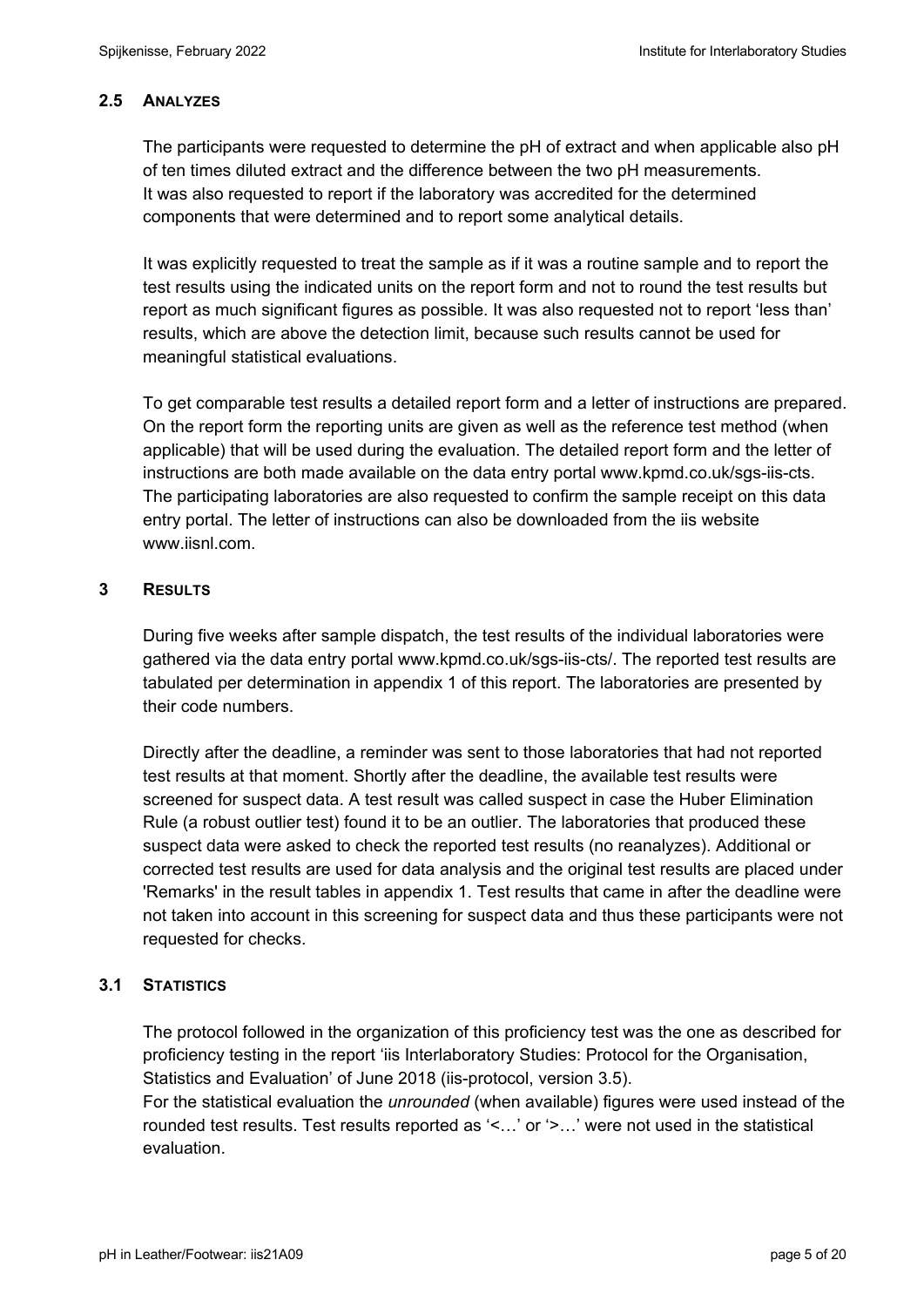### 2.5 ANALYZES

The participants were requested to determine the pH of extract and when applicable also pH of ten times diluted extract and the difference between the two pH measurements. It was also requested to report if the laboratory was accredited for the determined components that were determined and to report some analytical details.

It was explicitly requested to treat the sample as if it was a routine sample and to report the test results using the indicated units on the report form and not to round the test results but report as much significant figures as possible. It was also requested not to report 'less than' results, which are above the detection limit, because such results cannot be used for meaningful statistical evaluations.

To get comparable test results a detailed report form and a letter of instructions are prepared. On the report form the reporting units are given as well as the reference test method (when applicable) that will be used during the evaluation. The detailed report form and the letter of instructions are both made available on the data entry portal www.kpmd.co.uk/sgs-iis-cts. The participating laboratories are also requested to confirm the sample receipt on this data entry portal. The letter of instructions can also be downloaded from the iis website www.iisnl.com.

## 3 RESULTS

During five weeks after sample dispatch, the test results of the individual laboratories were gathered via the data entry portal www.kpmd.co.uk/sgs-iis-cts/. The reported test results are tabulated per determination in appendix 1 of this report. The laboratories are presented by their code numbers.

Directly after the deadline, a reminder was sent to those laboratories that had not reported test results at that moment. Shortly after the deadline, the available test results were screened for suspect data. A test result was called suspect in case the Huber Elimination Rule (a robust outlier test) found it to be an outlier. The laboratories that produced these suspect data were asked to check the reported test results (no reanalyzes). Additional or corrected test results are used for data analysis and the original test results are placed under 'Remarks' in the result tables in appendix 1. Test results that came in after the deadline were not taken into account in this screening for suspect data and thus these participants were not requested for checks.

### 3.1 STATISTICS

The protocol followed in the organization of this proficiency test was the one as described for proficiency testing in the report 'iis Interlaboratory Studies: Protocol for the Organisation, Statistics and Evaluation' of June 2018 (iis-protocol, version 3.5).
For the statistical evaluation the *unrounded* (when available) figures were used instead of the rounded test results. Test results reported as '<…' or '>…' were not used in the statistical evaluation.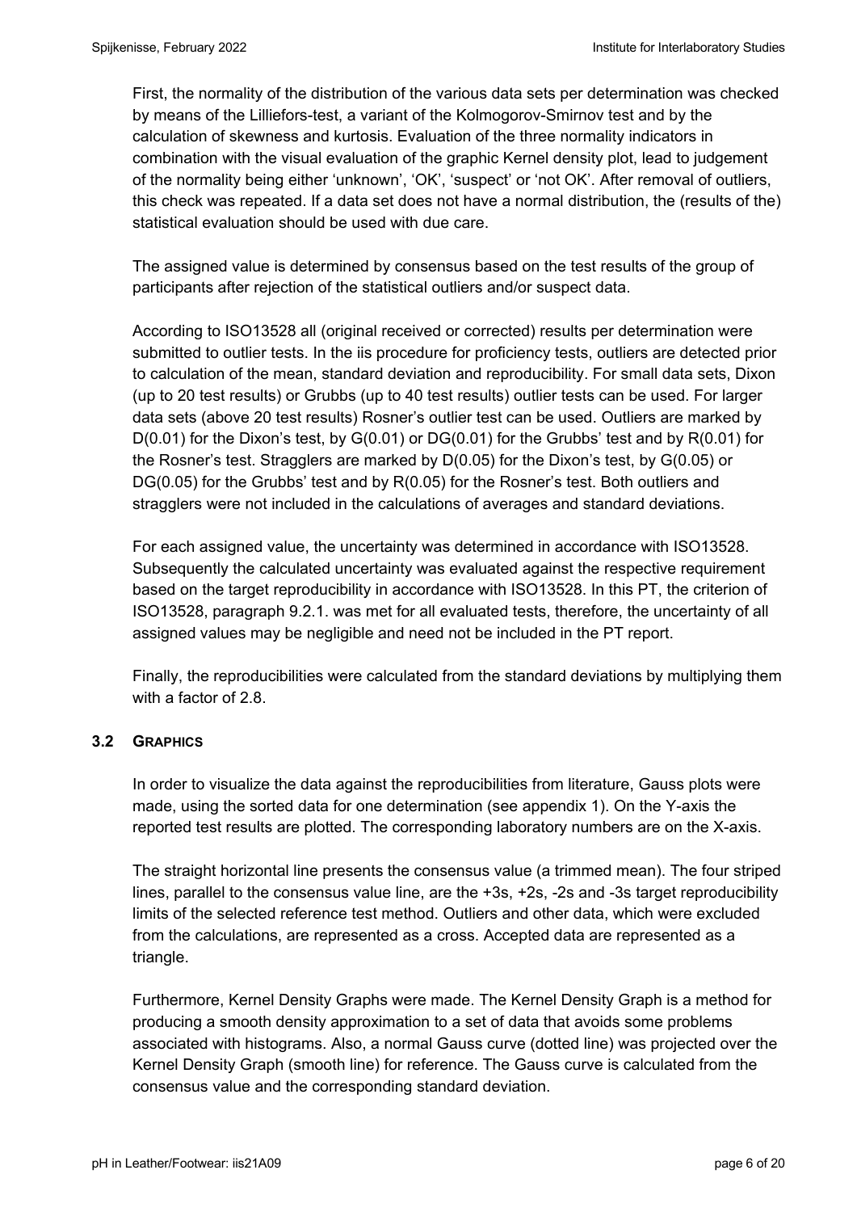First, the normality of the distribution of the various data sets per determination was checked by means of the Lilliefors-test, a variant of the Kolmogorov-Smirnov test and by the calculation of skewness and kurtosis. Evaluation of the three normality indicators in combination with the visual evaluation of the graphic Kernel density plot, lead to judgement of the normality being either 'unknown', 'OK', 'suspect' or 'not OK'. After removal of outliers, this check was repeated. If a data set does not have a normal distribution, the (results of the) statistical evaluation should be used with due care.

The assigned value is determined by consensus based on the test results of the group of participants after rejection of the statistical outliers and/or suspect data.

According to ISO13528 all (original received or corrected) results per determination were submitted to outlier tests. In the iis procedure for proficiency tests, outliers are detected prior to calculation of the mean, standard deviation and reproducibility. For small data sets, Dixon (up to 20 test results) or Grubbs (up to 40 test results) outlier tests can be used. For larger data sets (above 20 test results) Rosner's outlier test can be used. Outliers are marked by D(0.01) for the Dixon's test, by G(0.01) or DG(0.01) for the Grubbs' test and by R(0.01) for the Rosner's test. Stragglers are marked by D(0.05) for the Dixon's test, by G(0.05) or DG(0.05) for the Grubbs' test and by R(0.05) for the Rosner's test. Both outliers and stragglers were not included in the calculations of averages and standard deviations.

For each assigned value, the uncertainty was determined in accordance with ISO13528. Subsequently the calculated uncertainty was evaluated against the respective requirement based on the target reproducibility in accordance with ISO13528. In this PT, the criterion of ISO13528, paragraph 9.2.1. was met for all evaluated tests, therefore, the uncertainty of all assigned values may be negligible and need not be included in the PT report.

Finally, the reproducibilities were calculated from the standard deviations by multiplying them with a factor of 2.8.

### 3.2 GRAPHICS

In order to visualize the data against the reproducibilities from literature, Gauss plots were made, using the sorted data for one determination (see appendix 1). On the Y-axis the reported test results are plotted. The corresponding laboratory numbers are on the X-axis.

The straight horizontal line presents the consensus value (a trimmed mean). The four striped lines, parallel to the consensus value line, are the +3s, +2s, -2s and -3s target reproducibility limits of the selected reference test method. Outliers and other data, which were excluded from the calculations, are represented as a cross. Accepted data are represented as a triangle.

Furthermore, Kernel Density Graphs were made. The Kernel Density Graph is a method for producing a smooth density approximation to a set of data that avoids some problems associated with histograms. Also, a normal Gauss curve (dotted line) was projected over the Kernel Density Graph (smooth line) for reference. The Gauss curve is calculated from the consensus value and the corresponding standard deviation.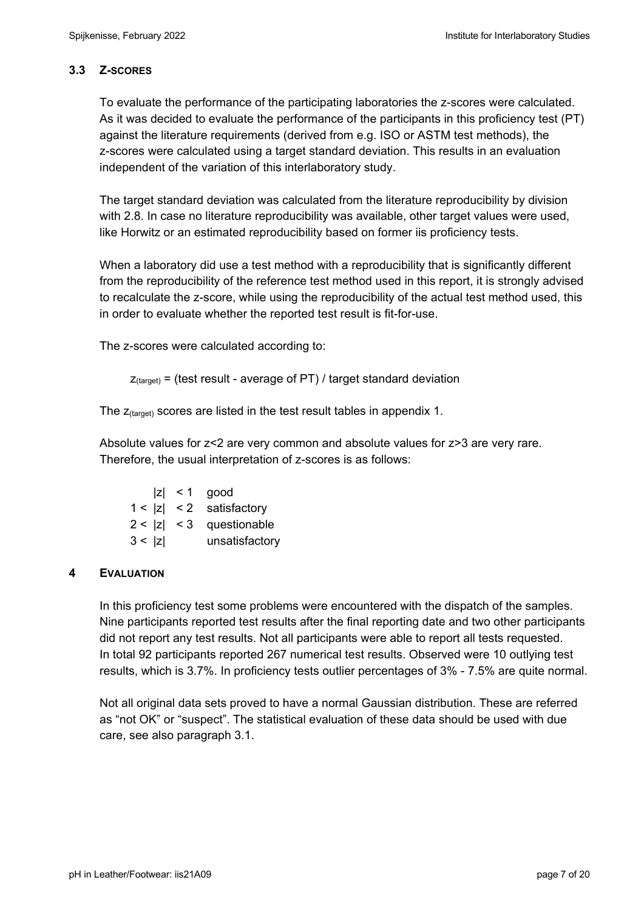### 3.3 Z-SCORES

To evaluate the performance of the participating laboratories the z-scores were calculated. As it was decided to evaluate the performance of the participants in this proficiency test (PT) against the literature requirements (derived from e.g. ISO or ASTM test methods), the z-scores were calculated using a target standard deviation. This results in an evaluation independent of the variation of this interlaboratory study.

The target standard deviation was calculated from the literature reproducibility by division with 2.8. In case no literature reproducibility was available, other target values were used, like Horwitz or an estimated reproducibility based on former iis proficiency tests.

When a laboratory did use a test method with a reproducibility that is significantly different from the reproducibility of the reference test method used in this report, it is strongly advised to recalculate the z-score, while using the reproducibility of the actual test method used, this in order to evaluate whether the reported test result is fit-for-use.

The z-scores were calculated according to:

$z_{(target)}$ = (test result - average of PT) / target standard deviation

The $z_{(target)}$ scores are listed in the test result tables in appendix 1.

Absolute values for z<2 are very common and absolute values for z>3 are very rare. Therefore, the usual interpretation of z-scores is as follows:

| | |
|---|---|
| $\|z\| < 1$ | good |
| $1 < \|z\| < 2$ | satisfactory |
| $2 < \|z\| < 3$ | questionable |
| $3 < \|z\|$ | unsatisfactory |

## 4 EVALUATION

In this proficiency test some problems were encountered with the dispatch of the samples. Nine participants reported test results after the final reporting date and two other participants did not report any test results. Not all participants were able to report all tests requested. In total 92 participants reported 267 numerical test results. Observed were 10 outlying test results, which is 3.7%. In proficiency tests outlier percentages of 3% - 7.5% are quite normal.

Not all original data sets proved to have a normal Gaussian distribution. These are referred as "not OK" or "suspect". The statistical evaluation of these data should be used with due care, see also paragraph 3.1.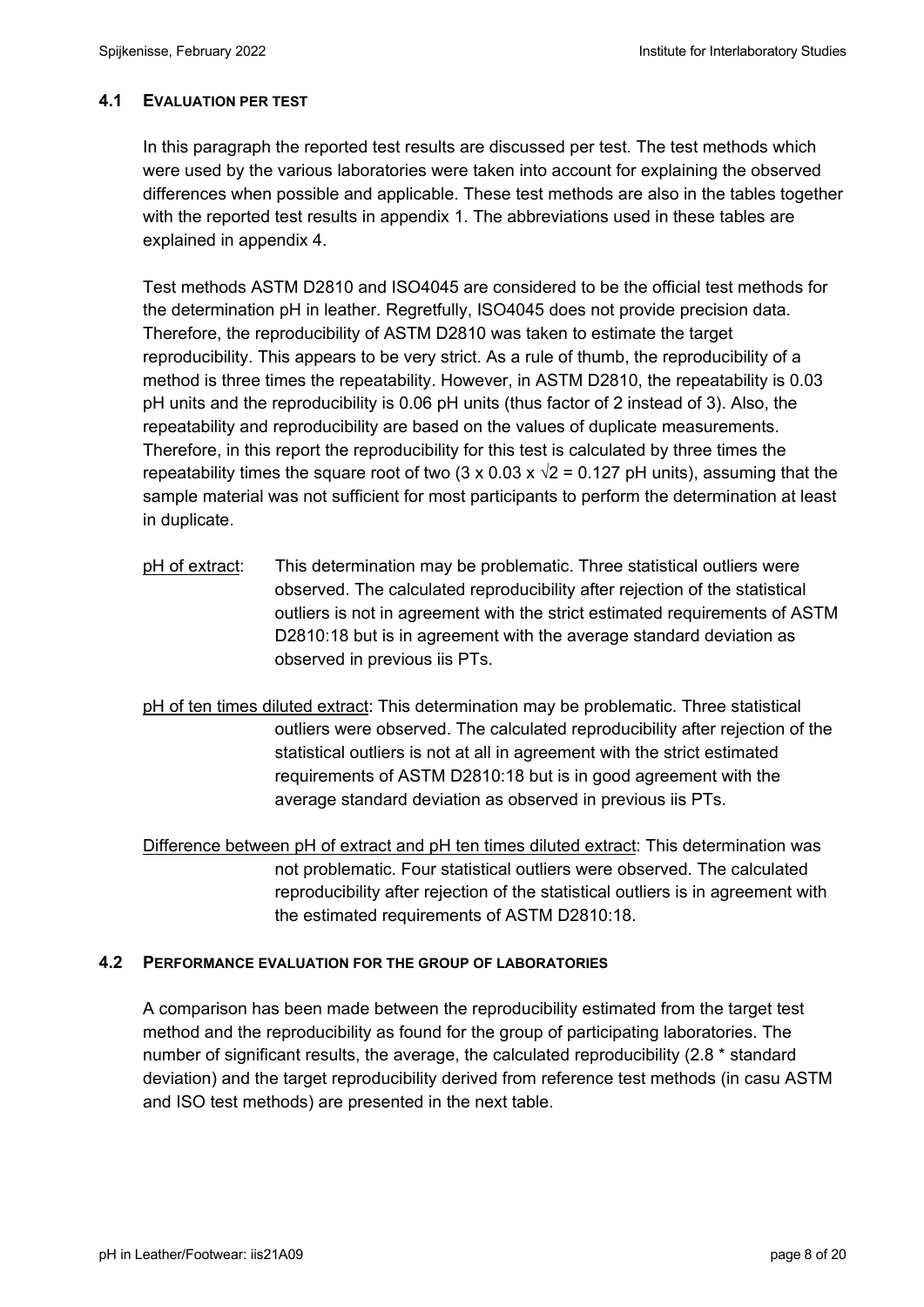### 4.1 EVALUATION PER TEST

In this paragraph the reported test results are discussed per test. The test methods which were used by the various laboratories were taken into account for explaining the observed differences when possible and applicable. These test methods are also in the tables together with the reported test results in appendix 1. The abbreviations used in these tables are explained in appendix 4.

Test methods ASTM D2810 and ISO4045 are considered to be the official test methods for the determination pH in leather. Regretfully, ISO4045 does not provide precision data. Therefore, the reproducibility of ASTM D2810 was taken to estimate the target reproducibility. This appears to be very strict. As a rule of thumb, the reproducibility of a method is three times the repeatability. However, in ASTM D2810, the repeatability is 0.03 pH units and the reproducibility is 0.06 pH units (thus factor of 2 instead of 3). Also, the repeatability and reproducibility are based on the values of duplicate measurements. Therefore, in this report the reproducibility for this test is calculated by three times the repeatability times the square root of two ($3 \times 0.03 \times \sqrt{2} = 0.127$ pH units), assuming that the sample material was not sufficient for most participants to perform the determination at least in duplicate.

<u>pH of extract</u>: This determination may be problematic. Three statistical outliers were observed. The calculated reproducibility after rejection of the statistical outliers is not in agreement with the strict estimated requirements of ASTM D2810:18 but is in agreement with the average standard deviation as observed in previous iis PTs.

<u>pH of ten times diluted extract</u>: This determination may be problematic. Three statistical outliers were observed. The calculated reproducibility after rejection of the statistical outliers is not at all in agreement with the strict estimated requirements of ASTM D2810:18 but is in good agreement with the average standard deviation as observed in previous iis PTs.

<u>Difference between pH of extract and pH ten times diluted extract</u>: This determination was not problematic. Four statistical outliers were observed. The calculated reproducibility after rejection of the statistical outliers is in agreement with the estimated requirements of ASTM D2810:18.

### 4.2 PERFORMANCE EVALUATION FOR THE GROUP OF LABORATORIES

A comparison has been made between the reproducibility estimated from the target test method and the reproducibility as found for the group of participating laboratories. The number of significant results, the average, the calculated reproducibility (2.8 * standard deviation) and the target reproducibility derived from reference test methods (in casu ASTM and ISO test methods) are presented in the next table.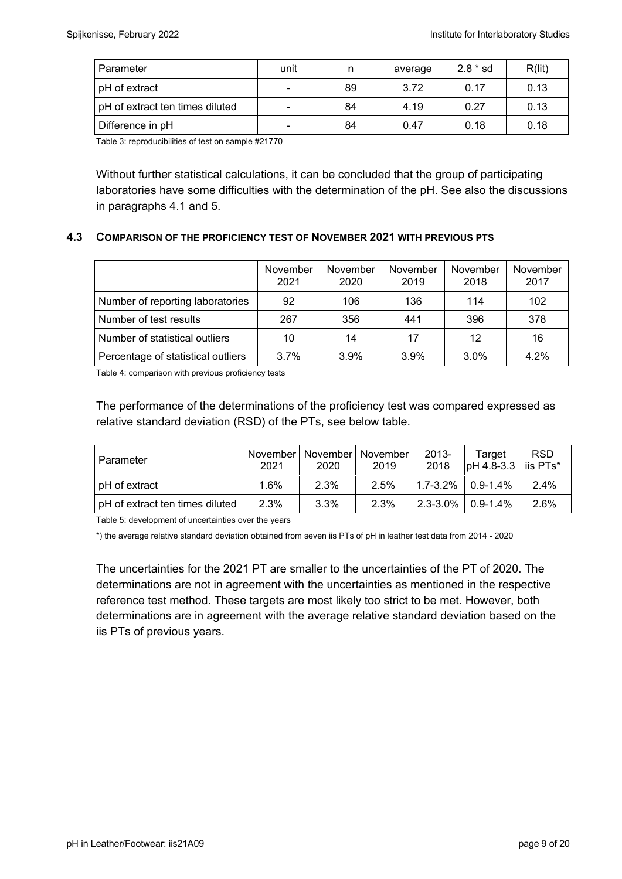| Parameter | unit | n | average | 2.8 * sd | R(lit) |
|---|---|---|---|---|---|
| pH of extract | - | 89 | 3.72 | 0.17 | 0.13 |
| pH of extract ten times diluted | - | 84 | 4.19 | 0.27 | 0.13 |
| Difference in pH | - | 84 | 0.47 | 0.18 | 0.18 |

Table 3: reproducibilities of test on sample #21770

Without further statistical calculations, it can be concluded that the group of participating laboratories have some difficulties with the determination of the pH. See also the discussions in paragraphs 4.1 and 5.

### 4.3 COMPARISON OF THE PROFICIENCY TEST OF NOVEMBER 2021 WITH PREVIOUS PTS

| | November 2021 | November 2020 | November 2019 | November 2018 | November 2017 |
|---|---|---|---|---|---|
| Number of reporting laboratories | 92 | 106 | 136 | 114 | 102 |
| Number of test results | 267 | 356 | 441 | 396 | 378 |
| Number of statistical outliers | 10 | 14 | 17 | 12 | 16 |
| Percentage of statistical outliers | 3.7% | 3.9% | 3.9% | 3.0% | 4.2% |

Table 4: comparison with previous proficiency tests

The performance of the determinations of the proficiency test was compared expressed as relative standard deviation (RSD) of the PTs, see below table.

| Parameter | November 2021 | November 2020 | November 2019 | 2013-2018 | Target pH 4.8-3.3 | RSD iis PTs* |
|---|---|---|---|---|---|---|
| pH of extract | 1.6% | 2.3% | 2.5% | 1.7-3.2% | 0.9-1.4% | 2.4% |
| pH of extract ten times diluted | 2.3% | 3.3% | 2.3% | 2.3-3.0% | 0.9-1.4% | 2.6% |

Table 5: development of uncertainties over the years

*) the average relative standard deviation obtained from seven iis PTs of pH in leather test data from 2014 - 2020

The uncertainties for the 2021 PT are smaller to the uncertainties of the PT of 2020. The determinations are not in agreement with the uncertainties as mentioned in the respective reference test method. These targets are most likely too strict to be met. However, both determinations are in agreement with the average relative standard deviation based on the iis PTs of previous years.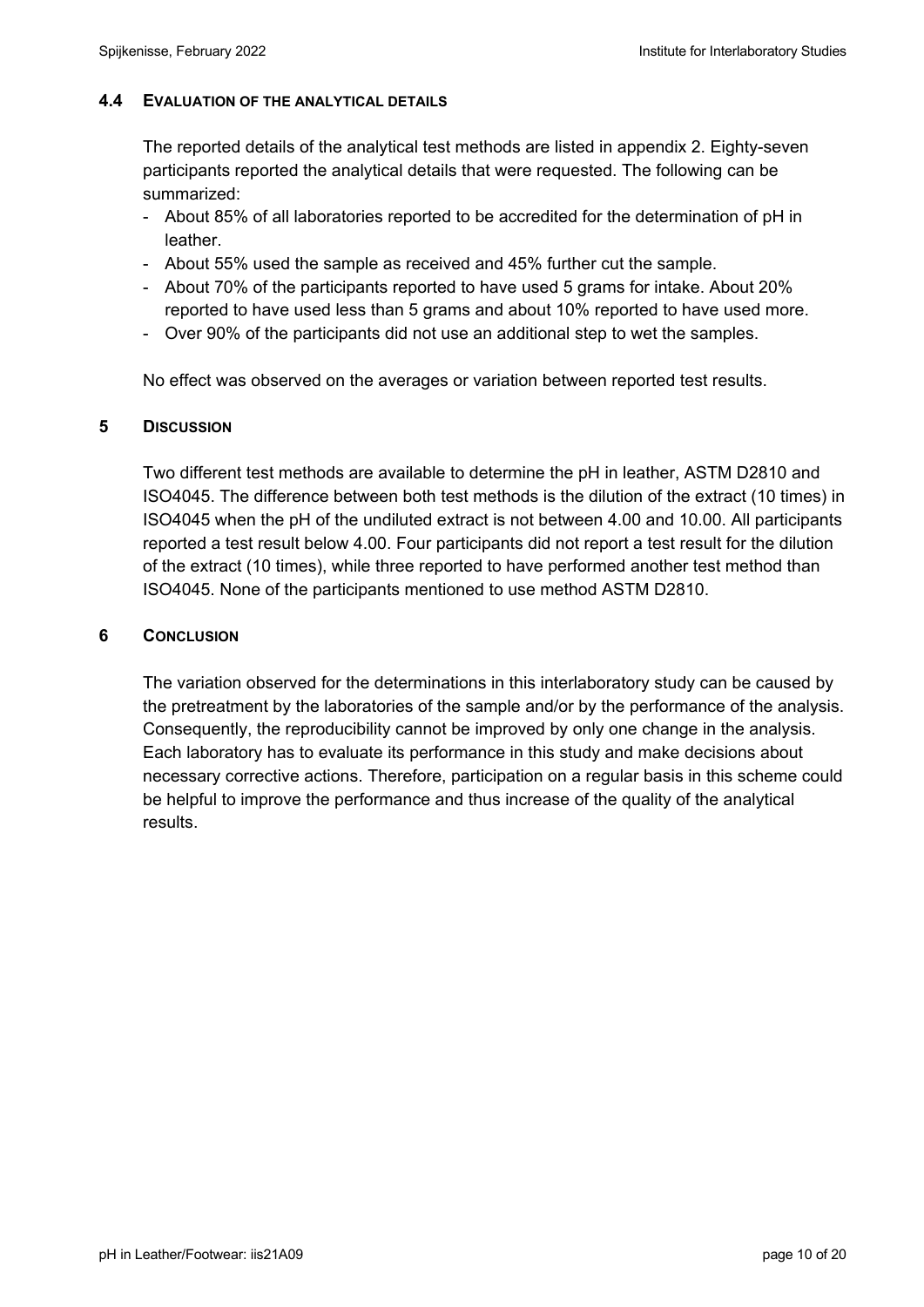### 4.4 EVALUATION OF THE ANALYTICAL DETAILS

The reported details of the analytical test methods are listed in appendix 2. Eighty-seven participants reported the analytical details that were requested. The following can be summarized:

- About 85% of all laboratories reported to be accredited for the determination of pH in leather.
- About 55% used the sample as received and 45% further cut the sample.
- About 70% of the participants reported to have used 5 grams for intake. About 20% reported to have used less than 5 grams and about 10% reported to have used more.
- Over 90% of the participants did not use an additional step to wet the samples.

No effect was observed on the averages or variation between reported test results.

## 5 DISCUSSION

Two different test methods are available to determine the pH in leather, ASTM D2810 and ISO4045. The difference between both test methods is the dilution of the extract (10 times) in ISO4045 when the pH of the undiluted extract is not between 4.00 and 10.00. All participants reported a test result below 4.00. Four participants did not report a test result for the dilution of the extract (10 times), while three reported to have performed another test method than ISO4045. None of the participants mentioned to use method ASTM D2810.

## 6 CONCLUSION

The variation observed for the determinations in this interlaboratory study can be caused by the pretreatment by the laboratories of the sample and/or by the performance of the analysis. Consequently, the reproducibility cannot be improved by only one change in the analysis. Each laboratory has to evaluate its performance in this study and make decisions about necessary corrective actions. Therefore, participation on a regular basis in this scheme could be helpful to improve the performance and thus increase of the quality of the analytical results.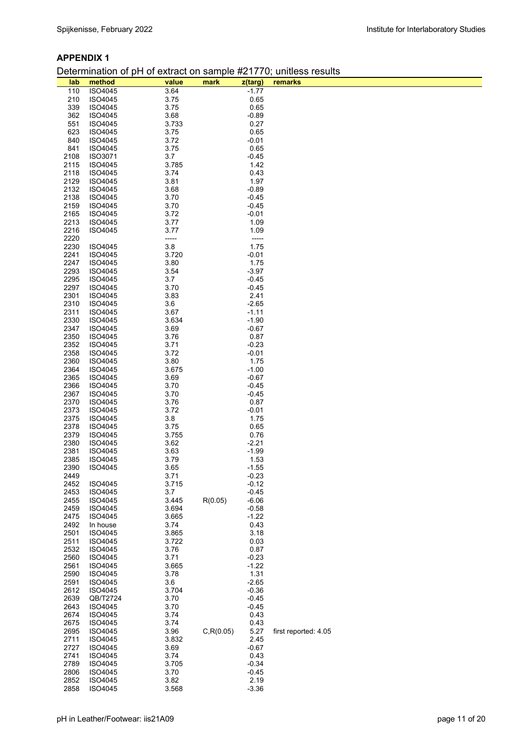## APPENDIX 1

Determination of pH of extract on sample #21770; unitless results

| lab | method | value | mark | z(targ) | remarks |
|---|---|---|---|---|---|
| 110 | ISO4045 | 3.64 | | -1.77 | |
| 210 | ISO4045 | 3.75 | | 0.65 | |
| 339 | ISO4045 | 3.75 | | 0.65 | |
| 362 | ISO4045 | 3.68 | | -0.89 | |
| 551 | ISO4045 | 3.733 | | 0.27 | |
| 623 | ISO4045 | 3.75 | | 0.65 | |
| 840 | ISO4045 | 3.72 | | -0.01 | |
| 841 | ISO4045 | 3.75 | | 0.65 | |
| 2108 | ISO3071 | 3.7 | | -0.45 | |
| 2115 | ISO4045 | 3.785 | | 1.42 | |
| 2118 | ISO4045 | 3.74 | | 0.43 | |
| 2129 | ISO4045 | 3.81 | | 1.97 | |
| 2132 | ISO4045 | 3.68 | | -0.89 | |
| 2138 | ISO4045 | 3.70 | | -0.45 | |
| 2159 | ISO4045 | 3.70 | | -0.45 | |
| 2165 | ISO4045 | 3.72 | | -0.01 | |
| 2213 | ISO4045 | 3.77 | | 1.09 | |
| 2216 | ISO4045 | 3.77 | | 1.09 | |
| 2220 | | ----- | | ----- | |
| 2230 | ISO4045 | 3.8 | | 1.75 | |
| 2241 | ISO4045 | 3.720 | | -0.01 | |
| 2247 | ISO4045 | 3.80 | | 1.75 | |
| 2293 | ISO4045 | 3.54 | | -3.97 | |
| 2295 | ISO4045 | 3.7 | | -0.45 | |
| 2297 | ISO4045 | 3.70 | | -0.45 | |
| 2301 | ISO4045 | 3.83 | | 2.41 | |
| 2310 | ISO4045 | 3.6 | | -2.65 | |
| 2311 | ISO4045 | 3.67 | | -1.11 | |
| 2330 | ISO4045 | 3.634 | | -1.90 | |
| 2347 | ISO4045 | 3.69 | | -0.67 | |
| 2350 | ISO4045 | 3.76 | | 0.87 | |
| 2352 | ISO4045 | 3.71 | | -0.23 | |
| 2358 | ISO4045 | 3.72 | | -0.01 | |
| 2360 | ISO4045 | 3.80 | | 1.75 | |
| 2364 | ISO4045 | 3.675 | | -1.00 | |
| 2365 | ISO4045 | 3.69 | | -0.67 | |
| 2366 | ISO4045 | 3.70 | | -0.45 | |
| 2367 | ISO4045 | 3.70 | | -0.45 | |
| 2370 | ISO4045 | 3.76 | | 0.87 | |
| 2373 | ISO4045 | 3.72 | | -0.01 | |
| 2375 | ISO4045 | 3.8 | | 1.75 | |
| 2378 | ISO4045 | 3.75 | | 0.65 | |
| 2379 | ISO4045 | 3.755 | | 0.76 | |
| 2380 | ISO4045 | 3.62 | | -2.21 | |
| 2381 | ISO4045 | 3.63 | | -1.99 | |
| 2385 | ISO4045 | 3.79 | | 1.53 | |
| 2390 | ISO4045 | 3.65 | | -1.55 | |
| 2449 | | 3.71 | | -0.23 | |
| 2452 | ISO4045 | 3.715 | | -0.12 | |
| 2453 | ISO4045 | 3.7 | | -0.45 | |
| 2455 | ISO4045 | 3.445 | R(0.05) | -6.06 | |
| 2459 | ISO4045 | 3.694 | | -0.58 | |
| 2475 | ISO4045 | 3.665 | | -1.22 | |
| 2492 | In house | 3.74 | | 0.43 | |
| 2501 | ISO4045 | 3.865 | | 3.18 | |
| 2511 | ISO4045 | 3.722 | | 0.03 | |
| 2532 | ISO4045 | 3.76 | | 0.87 | |
| 2560 | ISO4045 | 3.71 | | -0.23 | |
| 2561 | ISO4045 | 3.665 | | -1.22 | |
| 2590 | ISO4045 | 3.78 | | 1.31 | |
| 2591 | ISO4045 | 3.6 | | -2.65 | |
| 2612 | ISO4045 | 3.704 | | -0.36 | |
| 2639 | QB/T2724 | 3.70 | | -0.45 | |
| 2643 | ISO4045 | 3.70 | | -0.45 | |
| 2674 | ISO4045 | 3.74 | | 0.43 | |
| 2675 | ISO4045 | 3.74 | | 0.43 | |
| 2695 | ISO4045 | 3.96 | C,R(0.05) | 5.27 | first reported: 4.05 |
| 2711 | ISO4045 | 3.832 | | 2.45 | |
| 2727 | ISO4045 | 3.69 | | -0.67 | |
| 2741 | ISO4045 | 3.74 | | 0.43 | |
| 2789 | ISO4045 | 3.705 | | -0.34 | |
| 2806 | ISO4045 | 3.70 | | -0.45 | |
| 2852 | ISO4045 | 3.82 | | 2.19 | |
| 2858 | ISO4045 | 3.568 | | -3.36 | |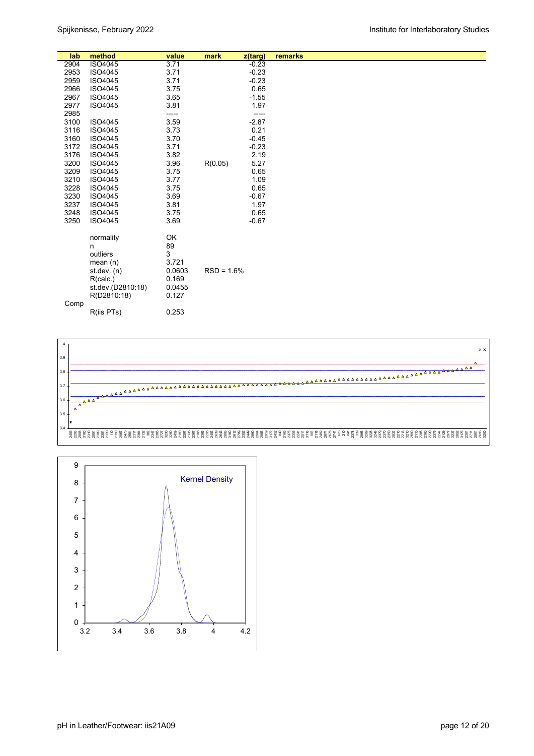| lab | method | value | mark | z(targ) | remarks |
|---|---|---|---|---|---|
| 2904 | ISO4045 | 3.71 | | -0.23 | |
| 2953 | ISO4045 | 3.71 | | -0.23 | |
| 2959 | ISO4045 | 3.71 | | -0.23 | |
| 2966 | ISO4045 | 3.75 | | 0.65 | |
| 2967 | ISO4045 | 3.65 | | -1.55 | |
| 2977 | ISO4045 | 3.81 | | 1.97 | |
| 2985 | | ----- | | ----- | |
| 3100 | ISO4045 | 3.59 | | -2.87 | |
| 3116 | ISO4045 | 3.73 | | 0.21 | |
| 3160 | ISO4045 | 3.70 | | -0.45 | |
| 3172 | ISO4045 | 3.71 | | -0.23 | |
| 3176 | ISO4045 | 3.82 | | 2.19 | |
| 3200 | ISO4045 | 3.96 | R(0.05) | 5.27 | |
| 3209 | ISO4045 | 3.75 | | 0.65 | |
| 3210 | ISO4045 | 3.77 | | 1.09 | |
| 3228 | ISO4045 | 3.75 | | 0.65 | |
| 3230 | ISO4045 | 3.69 | | -0.67 | |
| 3237 | ISO4045 | 3.81 | | 1.97 | |
| 3248 | ISO4045 | 3.75 | | 0.65 | |
| 3250 | ISO4045 | 3.69 | | -0.67 | |
| | | | | | |
| | normality | OK | | | |
| | n | 89 | | | |
| | outliers | 3 | | | |
| | mean (n) | 3.721 | | | |
| | st.dev. (n) | 0.0603 | RSD = 1.6% | | |
| | R(calc.) | 0.169 | | | |
| | st.dev.(D2810:18) | 0.0455 | | | |
| | R(D2810:18) | 0.127 | | | |
| Comp | | | | | |
| | R(iis PTs) | 0.253 | | | |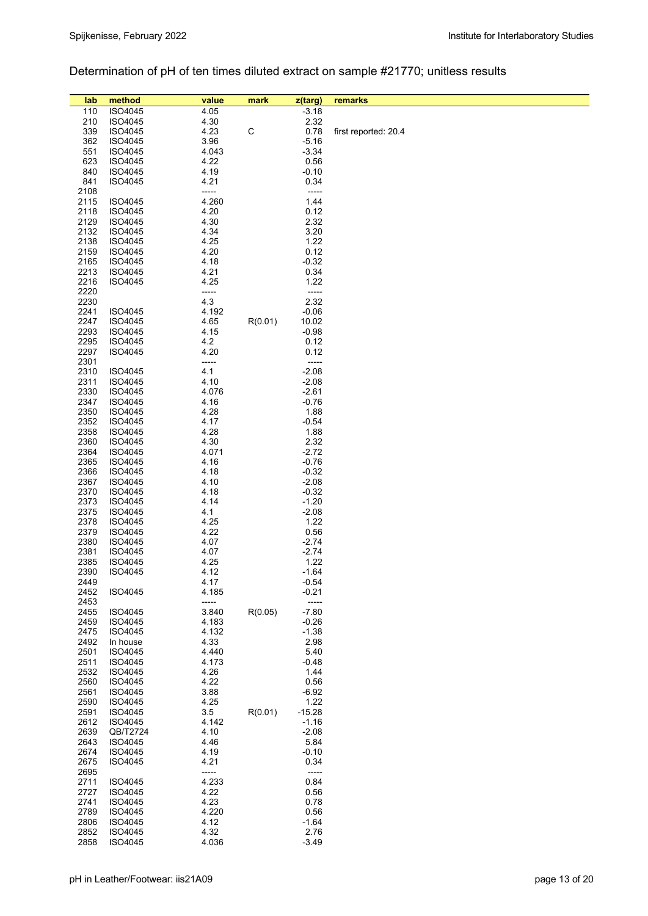## Determination of pH of ten times diluted extract on sample #21770; unitless results

| lab | method | value | mark | z(targ) | remarks |
|---|---|---|---|---|---|
| 110 | ISO4045 | 4.05 | | -3.18 | |
| 210 | ISO4045 | 4.30 | | 2.32 | |
| 339 | ISO4045 | 4.23 | C | 0.78 | first reported: 20.4 |
| 362 | ISO4045 | 3.96 | | -5.16 | |
| 551 | ISO4045 | 4.043 | | -3.34 | |
| 623 | ISO4045 | 4.22 | | 0.56 | |
| 840 | ISO4045 | 4.19 | | -0.10 | |
| 841 | ISO4045 | 4.21 | | 0.34 | |
| 2108 | | ----- | | ----- | |
| 2115 | ISO4045 | 4.260 | | 1.44 | |
| 2118 | ISO4045 | 4.20 | | 0.12 | |
| 2129 | ISO4045 | 4.30 | | 2.32 | |
| 2132 | ISO4045 | 4.34 | | 3.20 | |
| 2138 | ISO4045 | 4.25 | | 1.22 | |
| 2159 | ISO4045 | 4.20 | | 0.12 | |
| 2165 | ISO4045 | 4.18 | | -0.32 | |
| 2213 | ISO4045 | 4.21 | | 0.34 | |
| 2216 | ISO4045 | 4.25 | | 1.22 | |
| 2220 | | ----- | | ----- | |
| 2230 | | 4.3 | | 2.32 | |
| 2241 | ISO4045 | 4.192 | | -0.06 | |
| 2247 | ISO4045 | 4.65 | R(0.01) | 10.02 | |
| 2293 | ISO4045 | 4.15 | | -0.98 | |
| 2295 | ISO4045 | 4.2 | | 0.12 | |
| 2297 | ISO4045 | 4.20 | | 0.12 | |
| 2301 | | ----- | | ----- | |
| 2310 | ISO4045 | 4.1 | | -2.08 | |
| 2311 | ISO4045 | 4.10 | | -2.08 | |
| 2330 | ISO4045 | 4.076 | | -2.61 | |
| 2347 | ISO4045 | 4.16 | | -0.76 | |
| 2350 | ISO4045 | 4.28 | | 1.88 | |
| 2352 | ISO4045 | 4.17 | | -0.54 | |
| 2358 | ISO4045 | 4.28 | | 1.88 | |
| 2360 | ISO4045 | 4.30 | | 2.32 | |
| 2364 | ISO4045 | 4.071 | | -2.72 | |
| 2365 | ISO4045 | 4.16 | | -0.76 | |
| 2366 | ISO4045 | 4.18 | | -0.32 | |
| 2367 | ISO4045 | 4.10 | | -2.08 | |
| 2370 | ISO4045 | 4.18 | | -0.32 | |
| 2373 | ISO4045 | 4.14 | | -1.20 | |
| 2375 | ISO4045 | 4.1 | | -2.08 | |
| 2378 | ISO4045 | 4.25 | | 1.22 | |
| 2379 | ISO4045 | 4.22 | | 0.56 | |
| 2380 | ISO4045 | 4.07 | | -2.74 | |
| 2381 | ISO4045 | 4.07 | | -2.74 | |
| 2385 | ISO4045 | 4.25 | | 1.22 | |
| 2390 | ISO4045 | 4.12 | | -1.64 | |
| 2449 | | 4.17 | | -0.54 | |
| 2452 | ISO4045 | 4.185 | | -0.21 | |
| 2453 | | ----- | | ----- | |
| 2455 | ISO4045 | 3.840 | R(0.05) | -7.80 | |
| 2459 | ISO4045 | 4.183 | | -0.26 | |
| 2475 | ISO4045 | 4.132 | | -1.38 | |
| 2492 | In house | 4.33 | | 2.98 | |
| 2501 | ISO4045 | 4.440 | | 5.40 | |
| 2511 | ISO4045 | 4.173 | | -0.48 | |
| 2532 | ISO4045 | 4.26 | | 1.44 | |
| 2560 | ISO4045 | 4.22 | | 0.56 | |
| 2561 | ISO4045 | 3.88 | | -6.92 | |
| 2590 | ISO4045 | 4.25 | | 1.22 | |
| 2591 | ISO4045 | 3.5 | R(0.01) | -15.28 | |
| 2612 | ISO4045 | 4.142 | | -1.16 | |
| 2639 | QB/T2724 | 4.10 | | -2.08 | |
| 2643 | ISO4045 | 4.46 | | 5.84 | |
| 2674 | ISO4045 | 4.19 | | -0.10 | |
| 2675 | ISO4045 | 4.21 | | 0.34 | |
| 2695 | | ----- | | ----- | |
| 2711 | ISO4045 | 4.233 | | 0.84 | |
| 2727 | ISO4045 | 4.22 | | 0.56 | |
| 2741 | ISO4045 | 4.23 | | 0.78 | |
| 2789 | ISO4045 | 4.220 | | 0.56 | |
| 2806 | ISO4045 | 4.12 | | -1.64 | |
| 2852 | ISO4045 | 4.32 | | 2.76 | |
| 2858 | ISO4045 | 4.036 | | -3.49 | |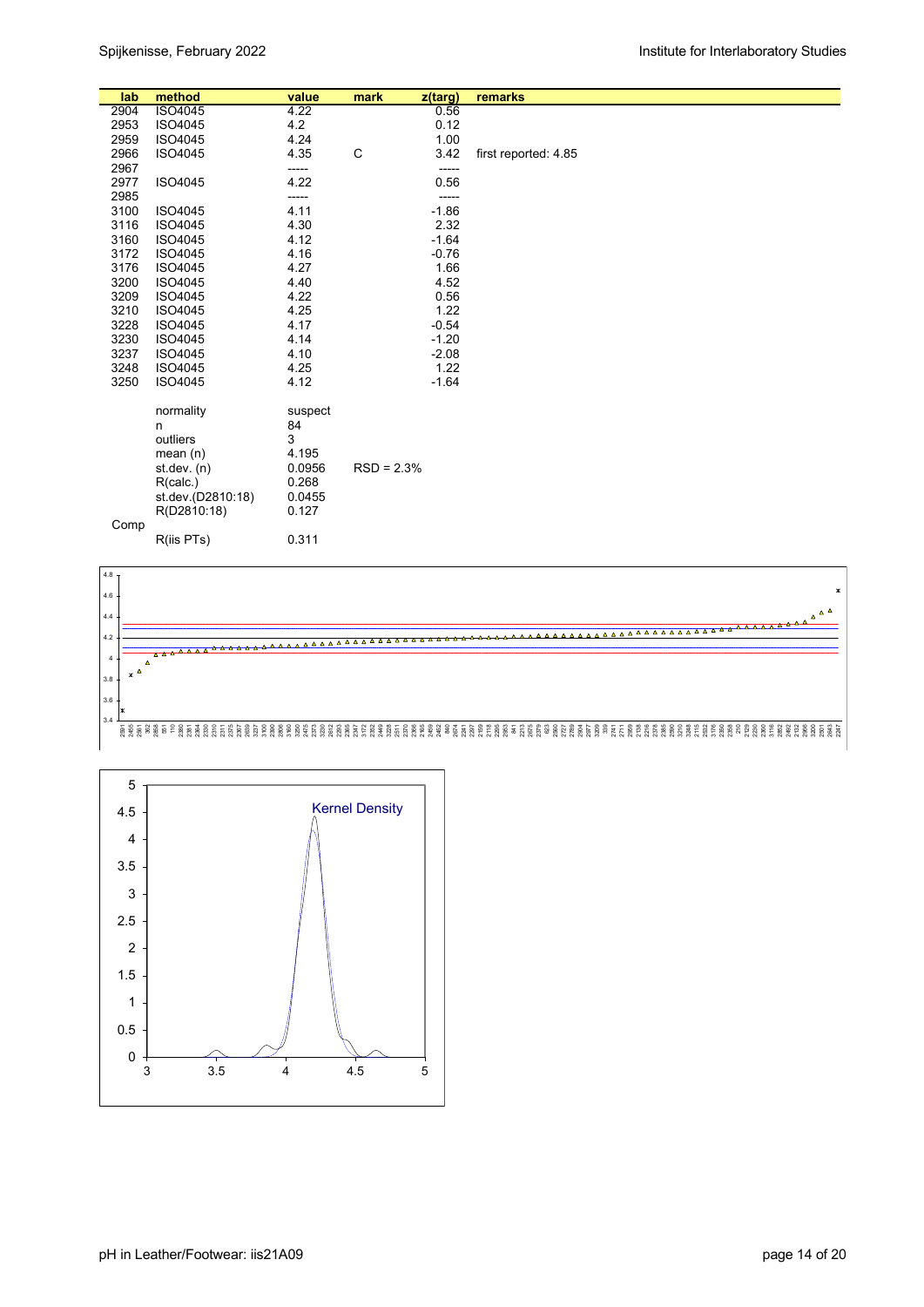| lab | method | value | mark | z(targ) | remarks |
|---|---|---|---|---|---|
| 2904 | ISO4045 | 4.22 | | 0.56 | |
| 2953 | ISO4045 | 4.2 | | 0.12 | |
| 2959 | ISO4045 | 4.24 | | 1.00 | |
| 2966 | ISO4045 | 4.35 | C | 3.42 | first reported: 4.85 |
| 2967 | | ----- | | ----- | |
| 2977 | ISO4045 | 4.22 | | 0.56 | |
| 2985 | | ----- | | ----- | |
| 3100 | ISO4045 | 4.11 | | -1.86 | |
| 3116 | ISO4045 | 4.30 | | 2.32 | |
| 3160 | ISO4045 | 4.12 | | -1.64 | |
| 3172 | ISO4045 | 4.16 | | -0.76 | |
| 3176 | ISO4045 | 4.27 | | 1.66 | |
| 3200 | ISO4045 | 4.40 | | 4.52 | |
| 3209 | ISO4045 | 4.22 | | 0.56 | |
| 3210 | ISO4045 | 4.25 | | 1.22 | |
| 3228 | ISO4045 | 4.17 | | -0.54 | |
| 3230 | ISO4045 | 4.14 | | -1.20 | |
| 3237 | ISO4045 | 4.10 | | -2.08 | |
| 3248 | ISO4045 | 4.25 | | 1.22 | |
| 3250 | ISO4045 | 4.12 | | -1.64 | |
| | | | | | |
| | normality | suspect | | | |
| | n | 84 | | | |
| | outliers | 3 | | | |
| | mean (n) | 4.195 | | | |
| | st.dev. (n) | 0.0956 | RSD = 2.3% | | |
| | R(calc.) | 0.268 | | | |
| | st.dev.(D2810:18) | 0.0455 | | | |
| | R(D2810:18) | 0.127 | | | |
| Comp | | | | | |
| | R(iis PTs) | 0.311 | | | |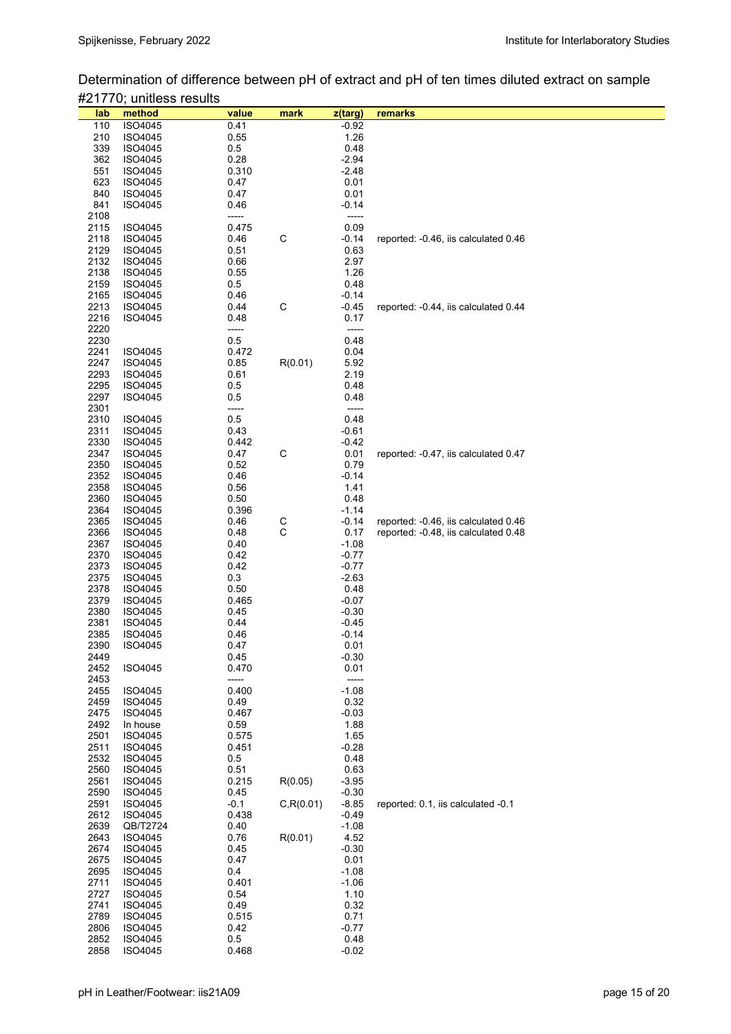Determination of difference between pH of extract and pH of ten times diluted extract on sample #21770; unitless results

| lab | method | value | mark | z(targ) | remarks |
|---|---|---|---|---|---|
| 110 | ISO4045 | 0.41 | | -0.92 | |
| 210 | ISO4045 | 0.55 | | 1.26 | |
| 339 | ISO4045 | 0.5 | | 0.48 | |
| 362 | ISO4045 | 0.28 | | -2.94 | |
| 551 | ISO4045 | 0.310 | | -2.48 | |
| 623 | ISO4045 | 0.47 | | 0.01 | |
| 840 | ISO4045 | 0.47 | | 0.01 | |
| 841 | ISO4045 | 0.46 | | -0.14 | |
| 2108 | | ----- | | ----- | |
| 2115 | ISO4045 | 0.475 | | 0.09 | |
| 2118 | ISO4045 | 0.46 | C | -0.14 | reported: -0.46, iis calculated 0.46 |
| 2129 | ISO4045 | 0.51 | | 0.63 | |
| 2132 | ISO4045 | 0.66 | | 2.97 | |
| 2138 | ISO4045 | 0.55 | | 1.26 | |
| 2159 | ISO4045 | 0.5 | | 0.48 | |
| 2165 | ISO4045 | 0.46 | | -0.14 | |
| 2213 | ISO4045 | 0.44 | C | -0.45 | reported: -0.44, iis calculated 0.44 |
| 2216 | ISO4045 | 0.48 | | 0.17 | |
| 2220 | | ----- | | ----- | |
| 2230 | | 0.5 | | 0.48 | |
| 2241 | ISO4045 | 0.472 | | 0.04 | |
| 2247 | ISO4045 | 0.85 | R(0.01) | 5.92 | |
| 2293 | ISO4045 | 0.61 | | 2.19 | |
| 2295 | ISO4045 | 0.5 | | 0.48 | |
| 2297 | ISO4045 | 0.5 | | 0.48 | |
| 2301 | | ----- | | ----- | |
| 2310 | ISO4045 | 0.5 | | 0.48 | |
| 2311 | ISO4045 | 0.43 | | -0.61 | |
| 2330 | ISO4045 | 0.442 | | -0.42 | |
| 2347 | ISO4045 | 0.47 | C | 0.01 | reported: -0.47, iis calculated 0.47 |
| 2350 | ISO4045 | 0.52 | | 0.79 | |
| 2352 | ISO4045 | 0.46 | | -0.14 | |
| 2358 | ISO4045 | 0.56 | | 1.41 | |
| 2360 | ISO4045 | 0.50 | | 0.48 | |
| 2364 | ISO4045 | 0.396 | | -1.14 | |
| 2365 | ISO4045 | 0.46 | C | -0.14 | reported: -0.46, iis calculated 0.46 |
| 2366 | ISO4045 | 0.48 | C | 0.17 | reported: -0.48, iis calculated 0.48 |
| 2367 | ISO4045 | 0.40 | | -1.08 | |
| 2370 | ISO4045 | 0.42 | | -0.77 | |
| 2373 | ISO4045 | 0.42 | | -0.77 | |
| 2375 | ISO4045 | 0.3 | | -2.63 | |
| 2378 | ISO4045 | 0.50 | | 0.48 | |
| 2379 | ISO4045 | 0.465 | | -0.07 | |
| 2380 | ISO4045 | 0.45 | | -0.30 | |
| 2381 | ISO4045 | 0.44 | | -0.45 | |
| 2385 | ISO4045 | 0.46 | | -0.14 | |
| 2390 | ISO4045 | 0.47 | | 0.01 | |
| 2449 | | 0.45 | | -0.30 | |
| 2452 | ISO4045 | 0.470 | | 0.01 | |
| 2453 | | ----- | | ----- | |
| 2455 | ISO4045 | 0.400 | | -1.08 | |
| 2459 | ISO4045 | 0.49 | | 0.32 | |
| 2475 | ISO4045 | 0.467 | | -0.03 | |
| 2492 | In house | 0.59 | | 1.88 | |
| 2501 | ISO4045 | 0.575 | | 1.65 | |
| 2511 | ISO4045 | 0.451 | | -0.28 | |
| 2532 | ISO4045 | 0.5 | | 0.48 | |
| 2560 | ISO4045 | 0.51 | | 0.63 | |
| 2561 | ISO4045 | 0.215 | R(0.05) | -3.95 | |
| 2590 | ISO4045 | 0.45 | | -0.30 | |
| 2591 | ISO4045 | -0.1 | C,R(0.01) | -8.85 | reported: 0.1, iis calculated -0.1 |
| 2612 | ISO4045 | 0.438 | | -0.49 | |
| 2639 | QB/T2724 | 0.40 | | -1.08 | |
| 2643 | ISO4045 | 0.76 | R(0.01) | 4.52 | |
| 2674 | ISO4045 | 0.45 | | -0.30 | |
| 2675 | ISO4045 | 0.47 | | 0.01 | |
| 2695 | ISO4045 | 0.4 | | -1.08 | |
| 2711 | ISO4045 | 0.401 | | -1.06 | |
| 2727 | ISO4045 | 0.54 | | 1.10 | |
| 2741 | ISO4045 | 0.49 | | 0.32 | |
| 2789 | ISO4045 | 0.515 | | 0.71 | |
| 2806 | ISO4045 | 0.42 | | -0.77 | |
| 2852 | ISO4045 | 0.5 | | 0.48 | |
| 2858 | ISO4045 | 0.468 | | -0.02 | |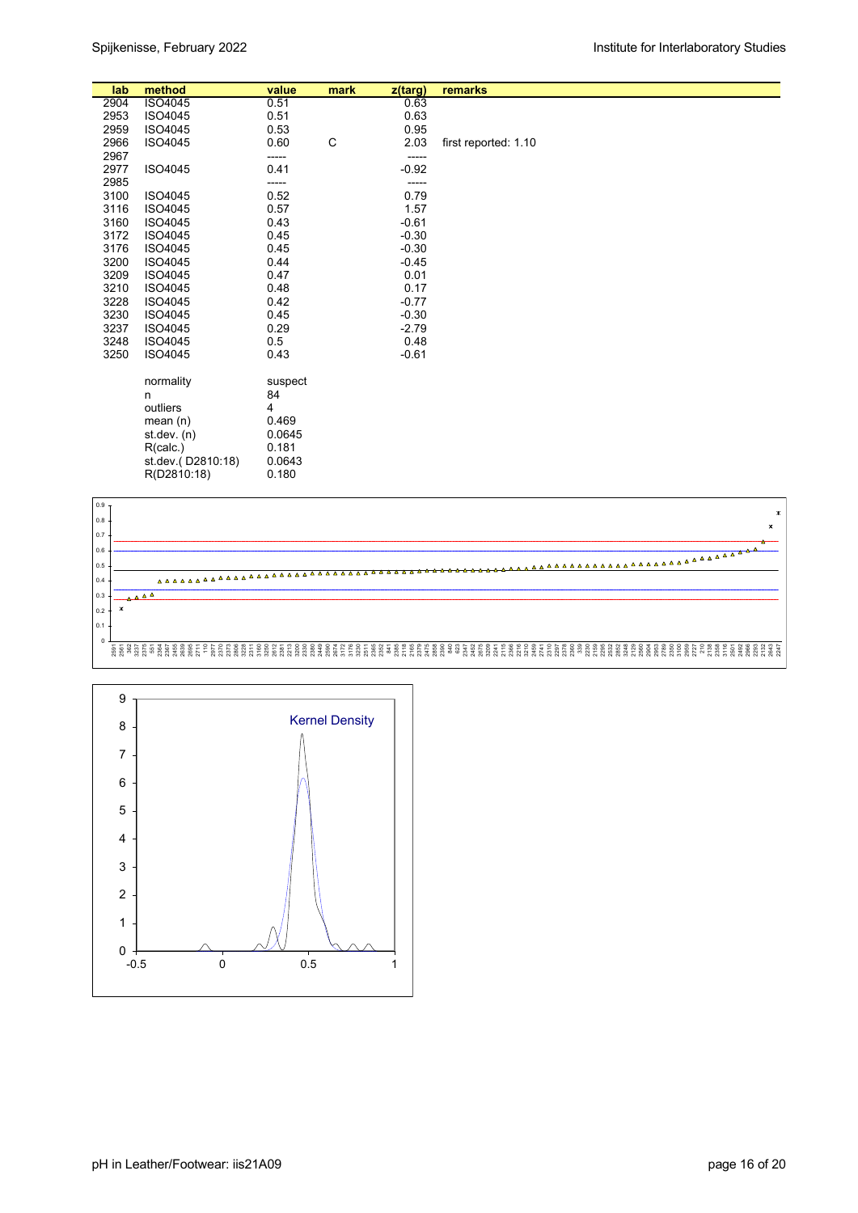| lab | method | value | mark | z(targ) | remarks |
|---|---|---|---|---|---|
| 2904 | ISO4045 | 0.51 | | 0.63 | |
| 2953 | ISO4045 | 0.51 | | 0.63 | |
| 2959 | ISO4045 | 0.53 | | 0.95 | |
| 2966 | ISO4045 | 0.60 | C | 2.03 | first reported: 1.10 |
| 2967 | | ----- | | ----- | |
| 2977 | ISO4045 | 0.41 | | -0.92 | |
| 2985 | | ----- | | ----- | |
| 3100 | ISO4045 | 0.52 | | 0.79 | |
| 3116 | ISO4045 | 0.57 | | 1.57 | |
| 3160 | ISO4045 | 0.43 | | -0.61 | |
| 3172 | ISO4045 | 0.45 | | -0.30 | |
| 3176 | ISO4045 | 0.45 | | -0.30 | |
| 3200 | ISO4045 | 0.44 | | -0.45 | |
| 3209 | ISO4045 | 0.47 | | 0.01 | |
| 3210 | ISO4045 | 0.48 | | 0.17 | |
| 3228 | ISO4045 | 0.42 | | -0.77 | |
| 3230 | ISO4045 | 0.45 | | -0.30 | |
| 3237 | ISO4045 | 0.29 | | -2.79 | |
| 3248 | ISO4045 | 0.5 | | 0.48 | |
| 3250 | ISO4045 | 0.43 | | -0.61 | |

| | |
|---|---|
| normality | suspect |
| n | 84 |
| outliers | 4 |
| mean (n) | 0.469 |
| st.dev. (n) | 0.0645 |
| R(calc.) | 0.181 |
| st.dev.( D2810:18) | 0.0643 |
| R(D2810:18) | 0.180 |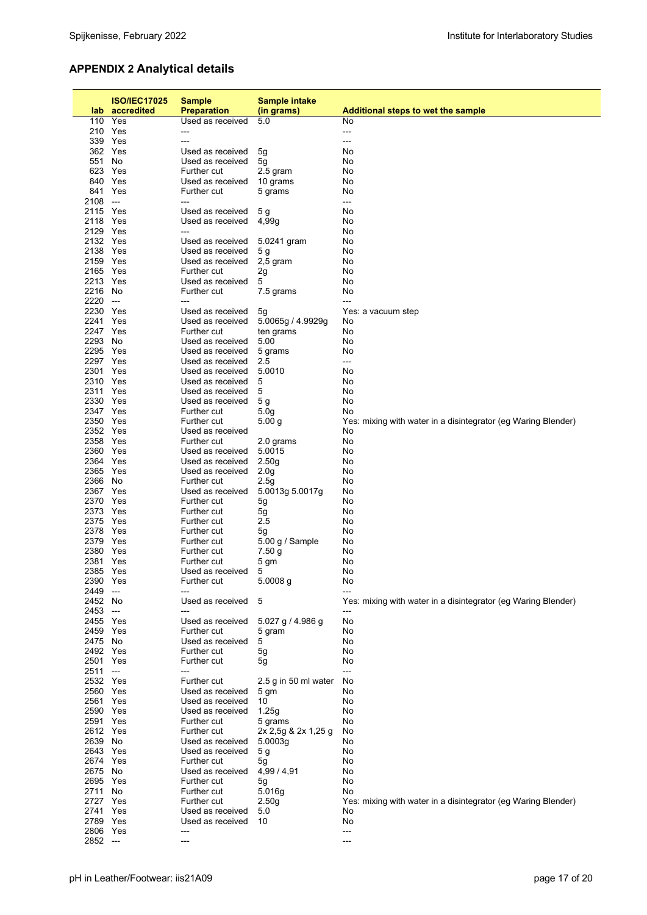## APPENDIX 2 Analytical details

| lab | ISO/IEC17025 accredited | Sample Preparation | Sample intake (in grams) | Additional steps to wet the sample |
|---|---|---|---|---|
| 110 | Yes | Used as received | 5.0 | No |
| 210 | Yes | --- | | --- |
| 339 | Yes | --- | | --- |
| 362 | Yes | Used as received | 5g | No |
| 551 | No | Used as received | 5g | No |
| 623 | Yes | Further cut | 2.5 gram | No |
| 840 | Yes | Used as received | 10 grams | No |
| 841 | Yes | Further cut | 5 grams | No |
| 2108 | --- | --- | | --- |
| 2115 | Yes | Used as received | 5 g | No |
| 2118 | Yes | Used as received | 4,99g | No |
| 2129 | Yes | --- | | No |
| 2132 | Yes | Used as received | 5.0241 gram | No |
| 2138 | Yes | Used as received | 5 g | No |
| 2159 | Yes | Used as received | 2,5 gram | No |
| 2165 | Yes | Further cut | 2g | No |
| 2213 | Yes | Used as received | 5 | No |
| 2216 | No | Further cut | 7.5 grams | No |
| 2220 | --- | --- | | --- |
| 2230 | Yes | Used as received | 5g | Yes: a vacuum step |
| 2241 | Yes | Used as received | 5.0065g / 4.9929g | No |
| 2247 | Yes | Further cut | ten grams | No |
| 2293 | No | Used as received | 5.00 | No |
| 2295 | Yes | Used as received | 5 grams | No |
| 2297 | Yes | Used as received | 2.5 | --- |
| 2301 | Yes | Used as received | 5.0010 | No |
| 2310 | Yes | Used as received | 5 | No |
| 2311 | Yes | Used as received | 5 | No |
| 2330 | Yes | Used as received | 5 g | No |
| 2347 | Yes | Further cut | 5.0g | No |
| 2350 | Yes | Further cut | 5.00 g | Yes: mixing with water in a disintegrator (eg Waring Blender) |
| 2352 | Yes | Used as received | | No |
| 2358 | Yes | Further cut | 2.0 grams | No |
| 2360 | Yes | Used as received | 5.0015 | No |
| 2364 | Yes | Used as received | 2.50g | No |
| 2365 | Yes | Used as received | 2.0g | No |
| 2366 | No | Further cut | 2.5g | No |
| 2367 | Yes | Used as received | 5.0013g 5.0017g | No |
| 2370 | Yes | Further cut | 5g | No |
| 2373 | Yes | Further cut | 5g | No |
| 2375 | Yes | Further cut | 2.5 | No |
| 2378 | Yes | Further cut | 5g | No |
| 2379 | Yes | Further cut | 5.00 g / Sample | No |
| 2380 | Yes | Further cut | 7.50 g | No |
| 2381 | Yes | Further cut | 5 gm | No |
| 2385 | Yes | Used as received | 5 | No |
| 2390 | Yes | Further cut | 5.0008 g | No |
| 2449 | --- | --- | | --- |
| 2452 | No | Used as received | 5 | Yes: mixing with water in a disintegrator (eg Waring Blender) |
| 2453 | --- | --- | | --- |
| 2455 | Yes | Used as received | 5.027 g / 4.986 g | No |
| 2459 | Yes | Further cut | 5 gram | No |
| 2475 | No | Used as received | 5 | No |
| 2492 | Yes | Further cut | 5g | No |
| 2501 | Yes | Further cut | 5g | No |
| 2511 | --- | --- | | --- |
| 2532 | Yes | Further cut | 2.5 g in 50 ml water | No |
| 2560 | Yes | Used as received | 5 gm | No |
| 2561 | Yes | Used as received | 10 | No |
| 2590 | Yes | Used as received | 1.25g | No |
| 2591 | Yes | Further cut | 5 grams | No |
| 2612 | Yes | Further cut | 2x 2,5g & 2x 1,25 g | No |
| 2639 | No | Used as received | 5.0003g | No |
| 2643 | Yes | Used as received | 5 g | No |
| 2674 | Yes | Further cut | 5g | No |
| 2675 | No | Used as received | 4,99 / 4,91 | No |
| 2695 | Yes | Further cut | 5g | No |
| 2711 | No | Further cut | 5.016g | No |
| 2727 | Yes | Further cut | 2.50g | Yes: mixing with water in a disintegrator (eg Waring Blender) |
| 2741 | Yes | Used as received | 5.0 | No |
| 2789 | Yes | Used as received | 10 | No |
| 2806 | Yes | --- | | --- |
| 2852 | --- | --- | | --- |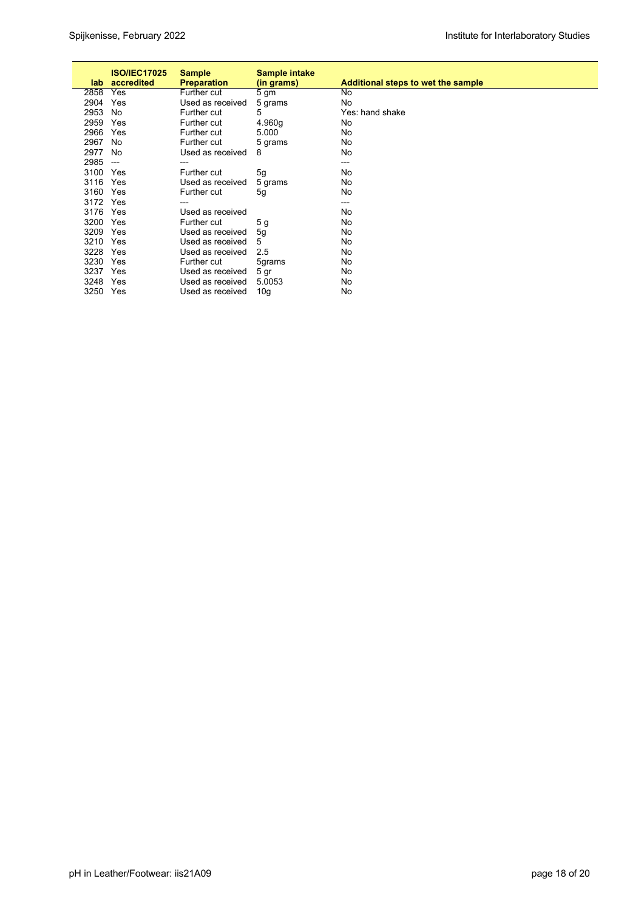| lab | ISO/IEC17025 accredited | Sample Preparation | Sample intake (in grams) | Additional steps to wet the sample |
|---|---|---|---|---|
| 2858 | Yes | Further cut | 5 gm | No |
| 2904 | Yes | Used as received | 5 grams | No |
| 2953 | No | Further cut | 5 | Yes: hand shake |
| 2959 | Yes | Further cut | 4.960g | No |
| 2966 | Yes | Further cut | 5.000 | No |
| 2967 | No | Further cut | 5 grams | No |
| 2977 | No | Used as received | 8 | No |
| 2985 | --- | --- | | --- |
| 3100 | Yes | Further cut | 5g | No |
| 3116 | Yes | Used as received | 5 grams | No |
| 3160 | Yes | Further cut | 5g | No |
| 3172 | Yes | --- | | --- |
| 3176 | Yes | Used as received | | No |
| 3200 | Yes | Further cut | 5 g | No |
| 3209 | Yes | Used as received | 5g | No |
| 3210 | Yes | Used as received | 5 | No |
| 3228 | Yes | Used as received | 2.5 | No |
| 3230 | Yes | Further cut | 5grams | No |
| 3237 | Yes | Used as received | 5 gr | No |
| 3248 | Yes | Used as received | 5.0053 | No |
| 3250 | Yes | Used as received | 10g | No |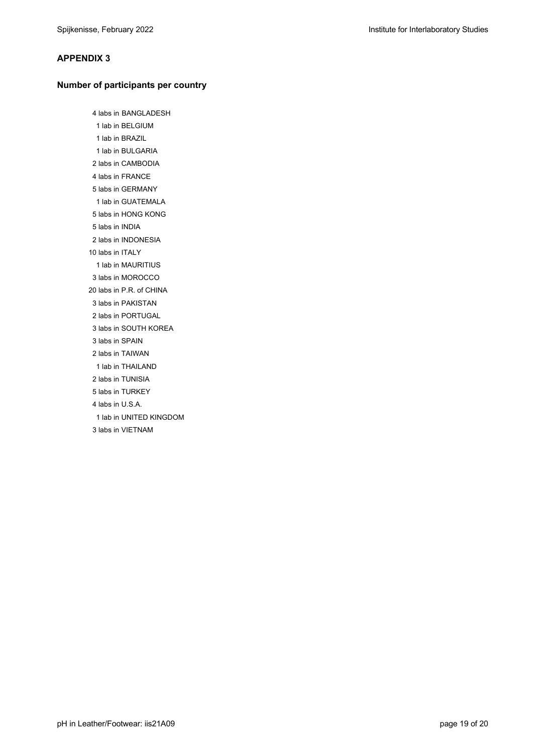## APPENDIX 3

### Number of participants per country

4 labs in BANGLADESH
1 lab in BELGIUM
1 lab in BRAZIL
1 lab in BULGARIA
2 labs in CAMBODIA
4 labs in FRANCE
5 labs in GERMANY
1 lab in GUATEMALA
5 labs in HONG KONG
5 labs in INDIA
2 labs in INDONESIA
10 labs in ITALY
1 lab in MAURITIUS
3 labs in MOROCCO
20 labs in P.R. of CHINA
3 labs in PAKISTAN
2 labs in PORTUGAL
3 labs in SOUTH KOREA
3 labs in SPAIN
2 labs in TAIWAN
1 lab in THAILAND
2 labs in TUNISIA
5 labs in TURKEY
4 labs in U.S.A.
1 lab in UNITED KINGDOM
3 labs in VIETNAM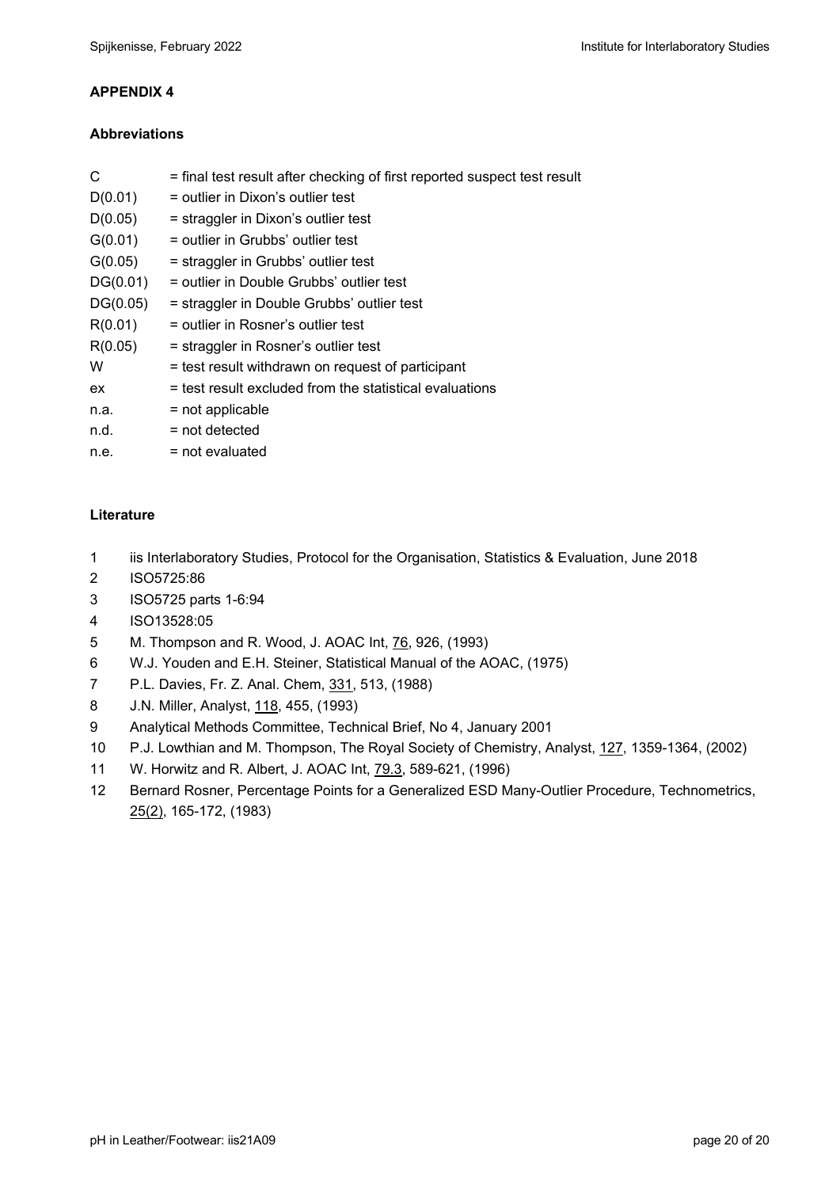**APPENDIX 4**

**Abbreviations**

| | |
|---|---|
| C | = final test result after checking of first reported suspect test result |
| D(0.01) | = outlier in Dixon's outlier test |
| D(0.05) | = straggler in Dixon's outlier test |
| G(0.01) | = outlier in Grubbs' outlier test |
| G(0.05) | = straggler in Grubbs' outlier test |
| DG(0.01) | = outlier in Double Grubbs' outlier test |
| DG(0.05) | = straggler in Double Grubbs' outlier test |
| R(0.01) | = outlier in Rosner's outlier test |
| R(0.05) | = straggler in Rosner's outlier test |
| W | = test result withdrawn on request of participant |
| ex | = test result excluded from the statistical evaluations |
| n.a. | = not applicable |
| n.d. | = not detected |
| n.e. | = not evaluated |

**Literature**

1. iis Interlaboratory Studies, Protocol for the Organisation, Statistics & Evaluation, June 2018
2. ISO5725:86
3. ISO5725 parts 1-6:94
4. ISO13528:05
5. M. Thompson and R. Wood, J. AOAC Int, 76, 926, (1993)
6. W.J. Youden and E.H. Steiner, Statistical Manual of the AOAC, (1975)
7. P.L. Davies, Fr. Z. Anal. Chem, 331, 513, (1988)
8. J.N. Miller, Analyst, 118, 455, (1993)
9. Analytical Methods Committee, Technical Brief, No 4, January 2001
10. P.J. Lowthian and M. Thompson, The Royal Society of Chemistry, Analyst, 127, 1359-1364, (2002)
11. W. Horwitz and R. Albert, J. AOAC Int, 79.3, 589-621, (1996)
12. Bernard Rosner, Percentage Points for a Generalized ESD Many-Outlier Procedure, Technometrics, 25(2), 165-172, (1983)